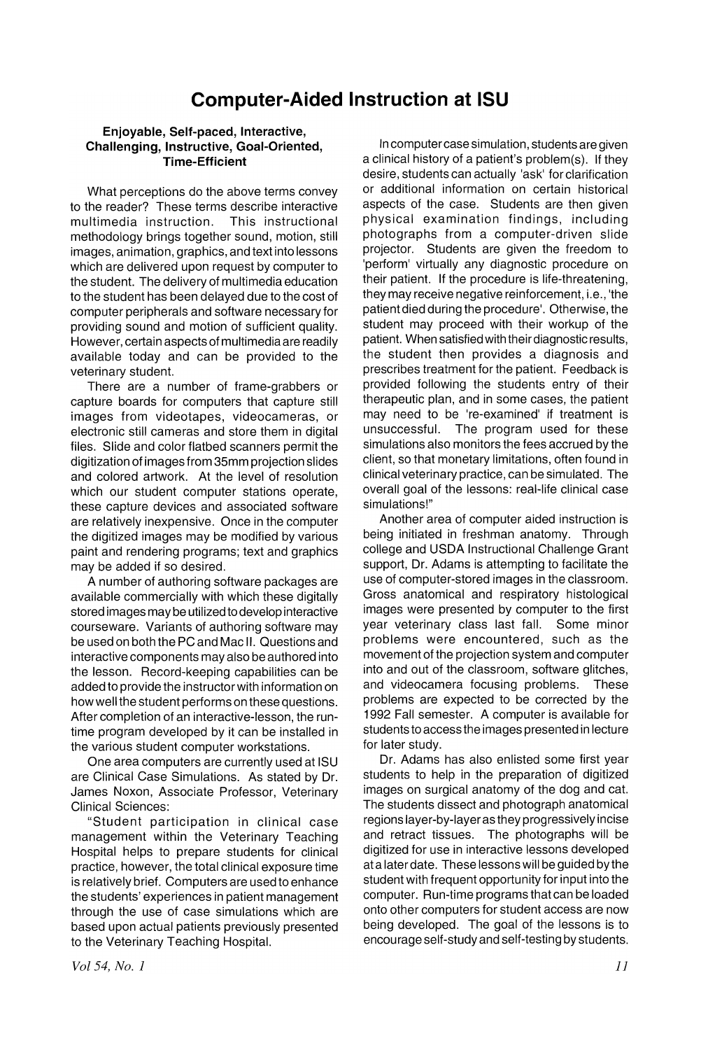# Computer-Aided Instruction at ISU

### Enjoyable, Self-paced, Interactive, Challenging, Instructive, Goal-Oriented, Time-Efficient

What perceptions do the above terms convey to the reader? These terms describe interactive multimedia instruction. This instructional methodology brings together sound, motion, still images, animation, graphics, and text into lessons which are delivered upon request by computer to the student. The delivery of multimedia education to the student has been delayed due to the cost of computer peripherals and software necessary for providing sound and motion of sufficient quality. However, certain aspects of multimedia are readily available today and can be provided to the veterinary student.

There are a number of frame-grabbers or capture boards for computers that capture still images from videotapes, videocameras, or electronic still cameras and store them in digital files. Slide and color flatbed scanners permit the digitization of images from 35mm projection slides and colored artwork. At the level of resolution which our student computer stations operate, these capture devices and associated software are relatively inexpensive. Once in the computer the digitized images may be modified by various paint and rendering programs; text and graphics may be added if so desired.

A number of authoring software packages are available commercially with which these digitally stored images may be utilized to develop interactive courseware. Variants of authoring software may be used on both the PC and Mac II. Questions and interactive components may also be authored into the lesson. Record-keeping capabilities can be added to provide the instructor with information on how well the student performs on these questions. After completion of an interactive-lesson, the run-time program developed by it can be installed in the various student computer workstations.

One area computers are currently used at ISU are Clinical Case Simulations. As stated by Dr. James Noxon, Associate Professor, Veterinary Clinical Sciences:

"Student participation in clinical case management within the Veterinary Teaching Hospital helps to prepare students for clinical practice, however, the total clinical exposure time is relatively brief. Computers are used to enhance the students' experiences in patient management through the use of case simulations which are based upon actual patients previously presented to the Veterinary Teaching Hospital.

In computer case simulation, students are given a clinical history of a patient's problem(s). If they desire, students can actually 'ask' for clarification or additional information on certain historical aspects of the case. Students are then given physical examination findings, including photographs from a computer-driven slide projector. Students are given the freedom to 'perform' virtually any diagnostic procedure on their patient. If the procedure is life-threatening, they may receive negative reinforcement, i.e., 'the patient died during the procedure'. Otherwise, the student may proceed with their workup of the patient. When satisfied with their diagnostic results, the student then provides a diagnosis and prescribes treatment for the patient. Feedback is provided following the students entry of their therapeutic plan, and in some cases, the patient may need to be 're-examined' if treatment is unsuccessful. The program used for these simulations also monitors the fees accrued by the client, so that monetary limitations, often found in clinical veterinary practice, can be simulated. The overall goal of the lessons: real-life clinical case simulations!"

Another area of computer aided instruction is being initiated in freshman anatomy. Through college and USDA Instructional Challenge Grant support, Dr. Adams is attempting to facilitate the use of computer-stored images in the classroom. Gross anatomical and respiratory histological images were presented by computer to the first year veterinary class last fall. Some minor problems were encountered, such as the movement of the projection system and computer into and out of the classroom, software glitches, and videocamera focusing problems. These problems are expected to be corrected by the 1992 Fall semester. A computer is available for students to access the images presented in lecture for later study.

Dr. Adams has also enlisted some first year students to help in the preparation of digitized images on surgical anatomy of the dog and cat. The students dissect and photograph anatomical regions layer-by-layer as they progressively incise and retract tissues. The photographs will be digitized for use in interactive lessons developed at a later date. These lessons will be guided by the student with frequent opportunity for input into the computer. Run-time programs that can be loaded onto other computers for student access are now being developed. The goal of the lessons is to encourage self-study and self-testing by students.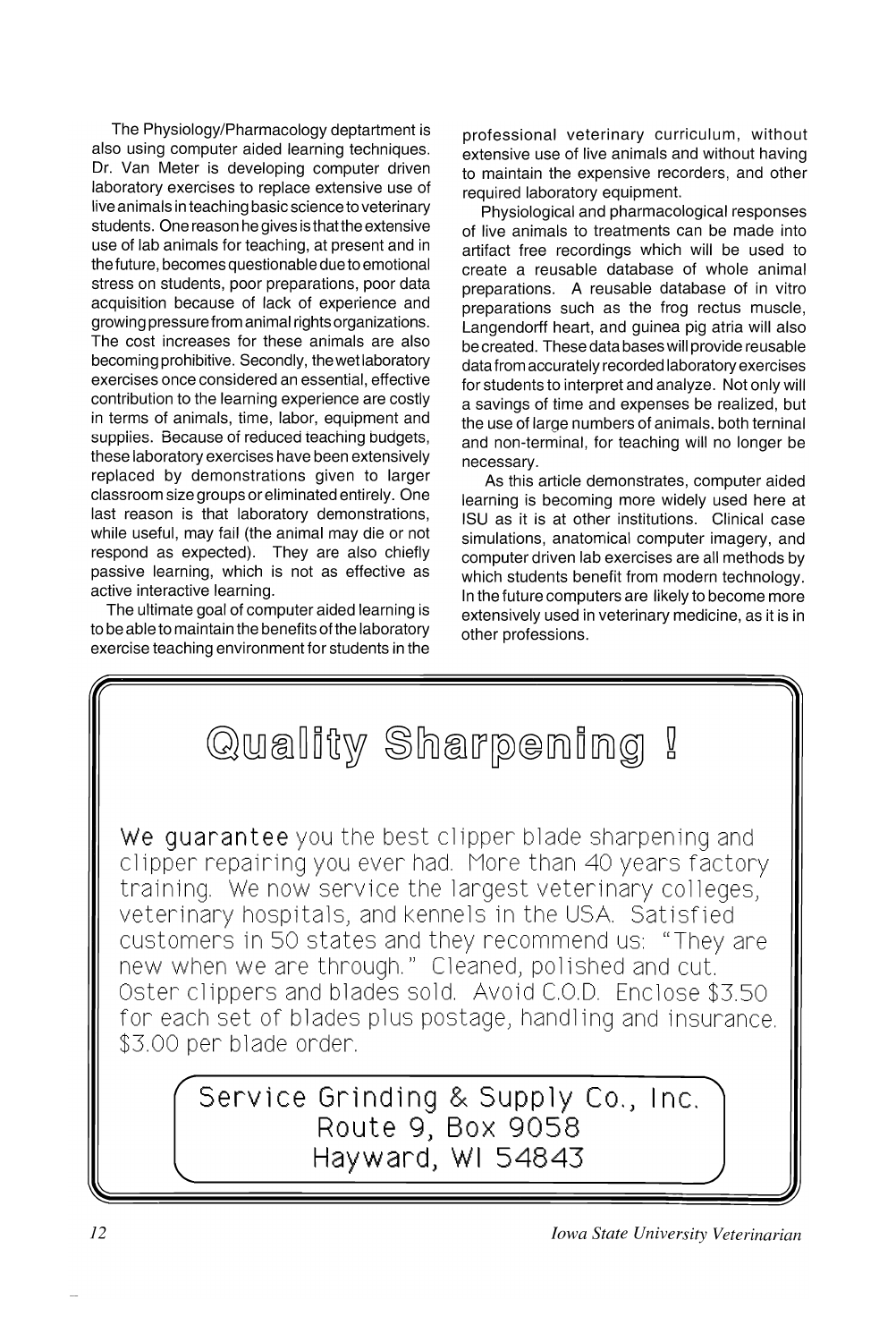The Physiology/Pharmacology deptartment is also using computer aided learning techniques. Dr. Van Meter is developing computer driven laboratory exercises to replace extensive use of live animals in teaching basic science to veterinary students. One reason he gives is that the extensive use of lab animals for teaching, at present and in the future, becomes questionable due to emotional stress on students, poor preparations, poor data acquisition because of lack of experience and growing pressure from animal rights organizations. The cost increases for these animals are also becoming prohibitive. Secondly, the wet laboratory exercises once considered an essential, effective contribution to the learning experience are costly in terms of animals, time, labor, equipment and supplies. Because of reduced teaching budgets, these laboratory exercises have been extensively replaced by demonstrations given to larger classroom size groups or eliminated entirely. One last reason is that laboratory demonstrations, while useful, may fail (the animal may die or not respond as expected). They are also chiefly passive learning, which is not as effective as active interactive learning.

The ultimate goal of computer aided learning is to be able to maintain the benefits of the laboratory exercise teaching environment for students in the professional veterinary curriculum, without extensive use of live animals and without having to maintain the expensive recorders, and other required laboratory equipment.

Physiological and pharmacological responses of live animals to treatments can be made into artifact free recordings which will be used to create a reusable database of whole animal preparations. A reusable database of in vitro preparations such as the frog rectus muscle, Langendorff heart, and guinea pig atria will also be created. These data bases will provide reusable data from accurately recorded laboratory exercises for students to interpret and analyze. Not only will a savings of time and expenses be realized, but the use of large numbers of animals, both terninal and non-terminal, for teaching will no longer be necessary.

As this article demonstrates, computer aided learning is becoming more widely used here at ISU as it is at other institutions. Clinical case simulations, anatomical computer imagery, and computer driven lab exercises are all methods by which students benefit from modern technology. In the future computers are likely to become more extensively used in veterinary medicine, as it is in other professions.

# Quality Sharpening !

**We guarantee** you the best clipper blade sharpening and clipper repairing you ever had. More than 40 years factory training. We now service the largest veterinary colleges, veterinary hospitals, and kennels in the USA. Satisfied customers in 50 states and they recommend us: "They are new when we are through." Cleaned, polished and cut. Oster clippers and blades sold. Avoid C.O.D. Enclose $3.50 for each set of blades plus postage, handling and insurance. $3.00 per blade order.

Service Grinding & Supply Co., Inc.
Route 9, Box 9058
Hayward, WI 54843